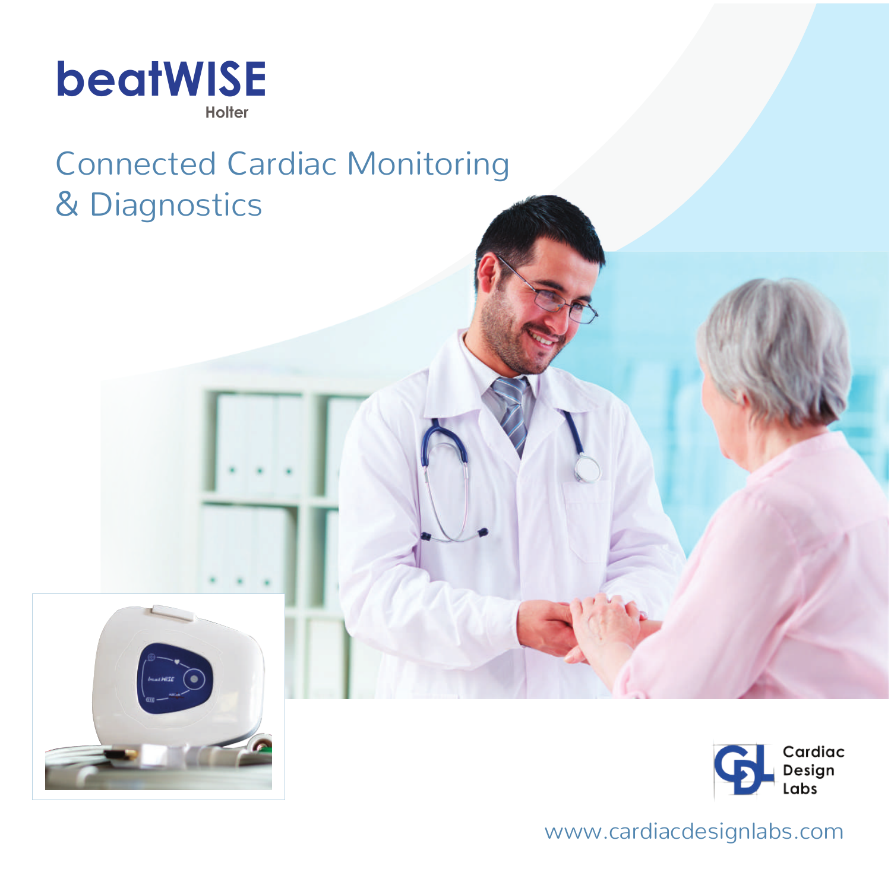# beatWISE

Holter

## Connected Cardiac Monitoring & Diagnostics

Cardiac Design Labs

www.cardiacdesignlabs.com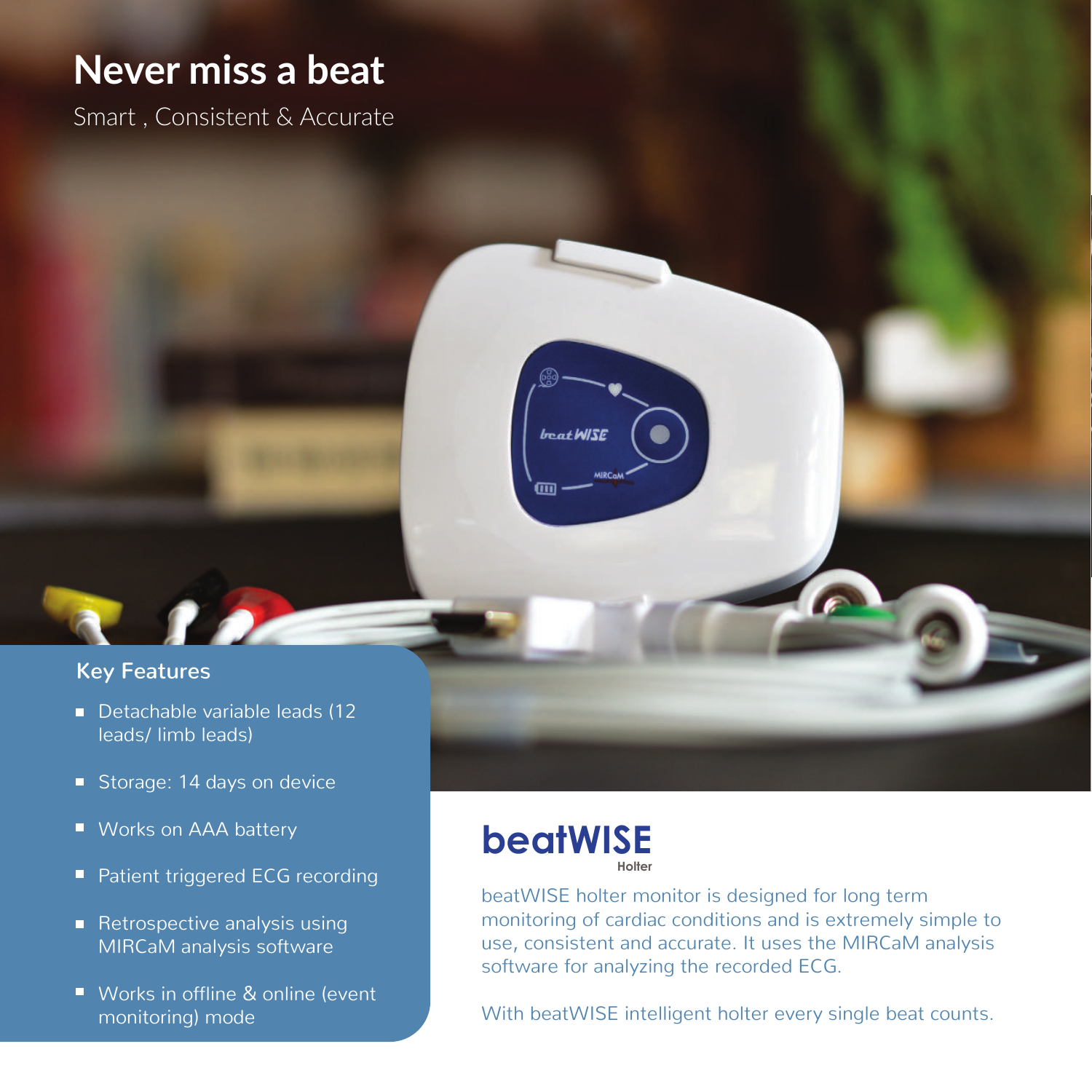# Never miss a beat

Smart , Consistent & Accurate

## Key Features

- Detachable variable leads (12 leads/ limb leads)
- Storage: 14 days on device
- Works on AAA battery
- Patient triggered ECG recording
- Retrospective analysis using MIRCaM analysis software
- Works in offline & online (event monitoring) mode

## beatWISE

Holter

beatWISE holter monitor is designed for long term monitoring of cardiac conditions and is extremely simple to use, consistent and accurate. It uses the MIRCaM analysis software for analyzing the recorded ECG.

With beatWISE intelligent holter every single beat counts.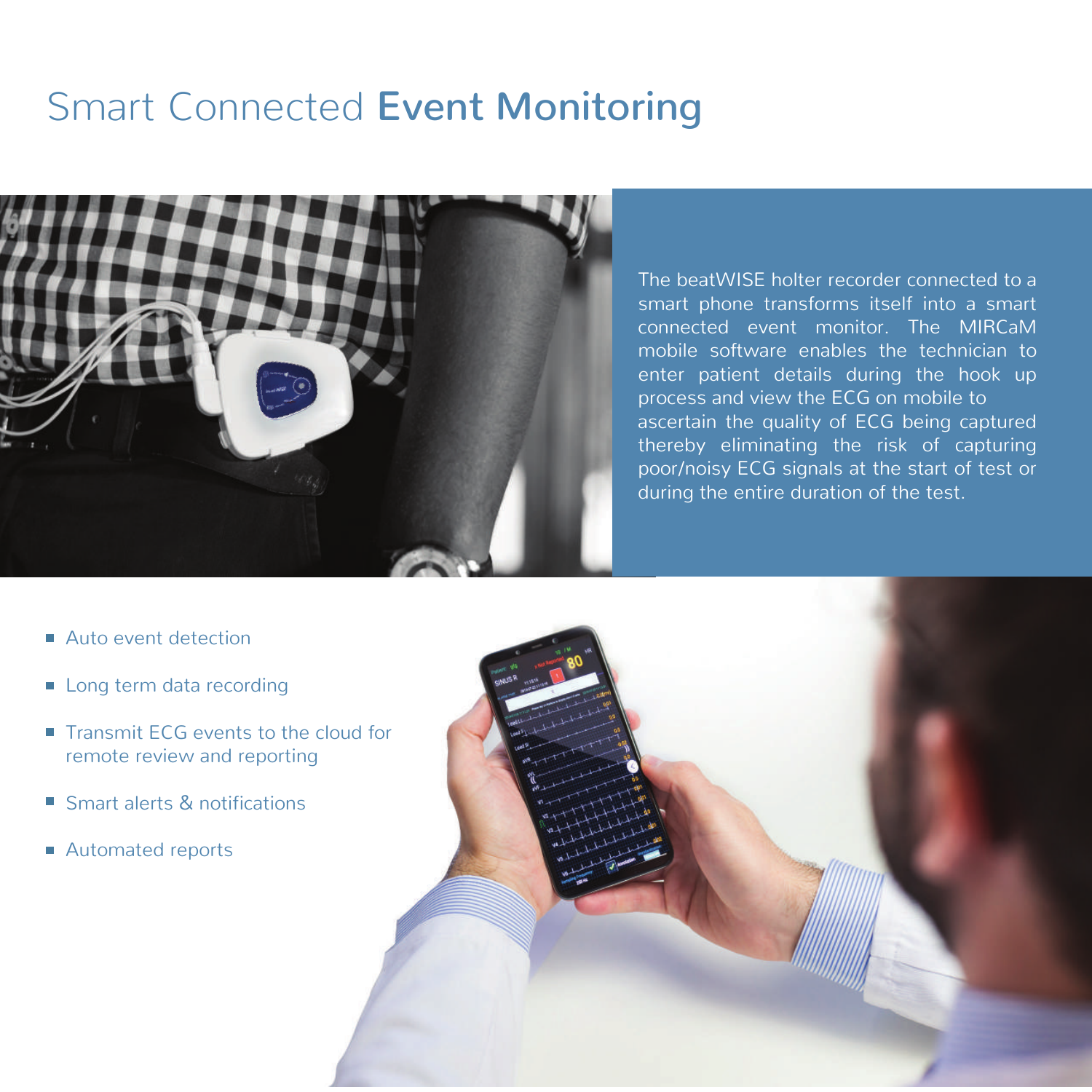# Smart Connected **Event Monitoring**

The beatWISE holter recorder connected to a smart phone transforms itself into a smart connected event monitor. The MIRCaM mobile software enables the technician to enter patient details during the hook up process and view the ECG on mobile to ascertain the quality of ECG being captured thereby eliminating the risk of capturing poor/noisy ECG signals at the start of test or during the entire duration of the test.

- Auto event detection
- Long term data recording
- Transmit ECG events to the cloud for remote review and reporting
- Smart alerts & notifications
- Automated reports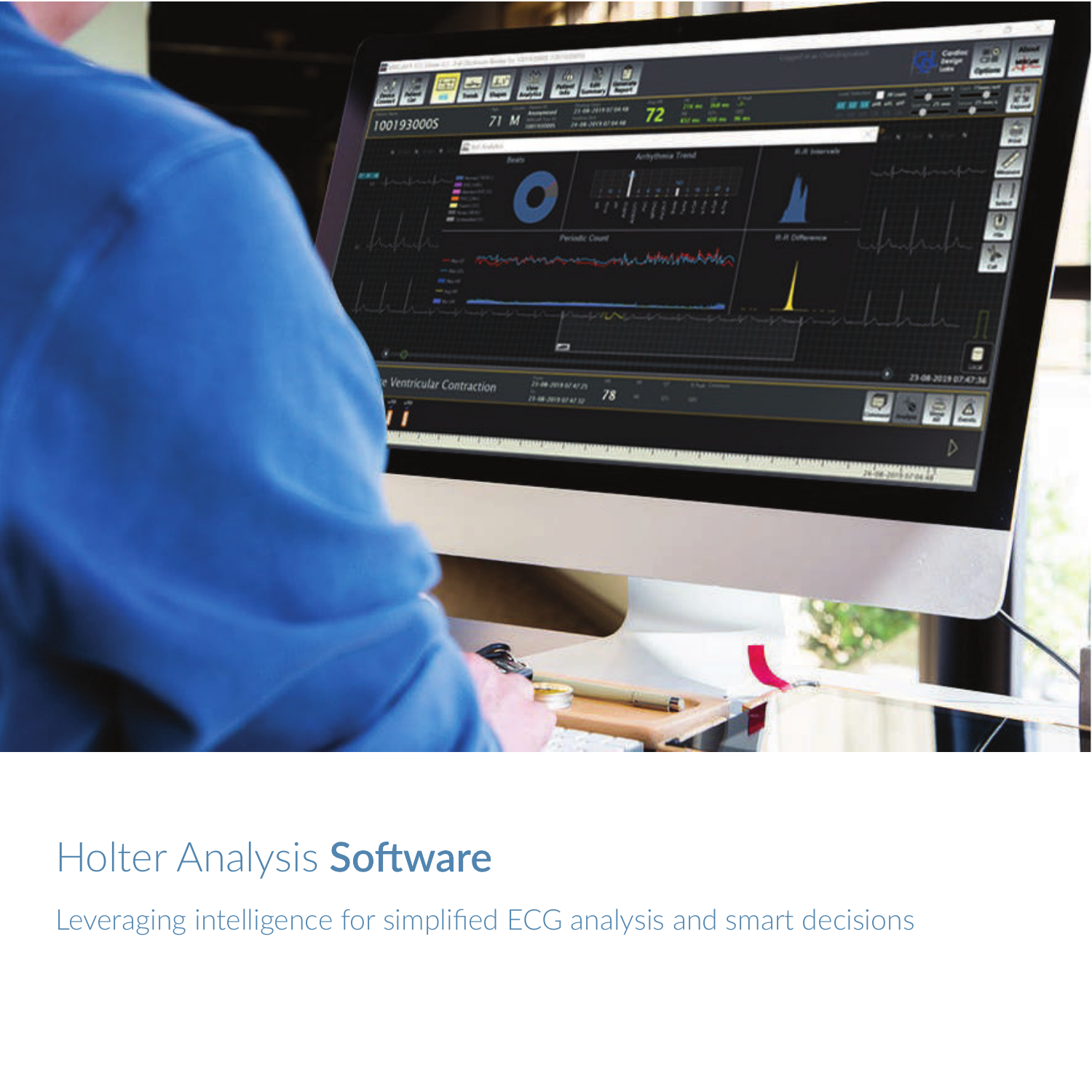# Holter Analysis **Software**

Leveraging intelligence for simplified ECG analysis and smart decisions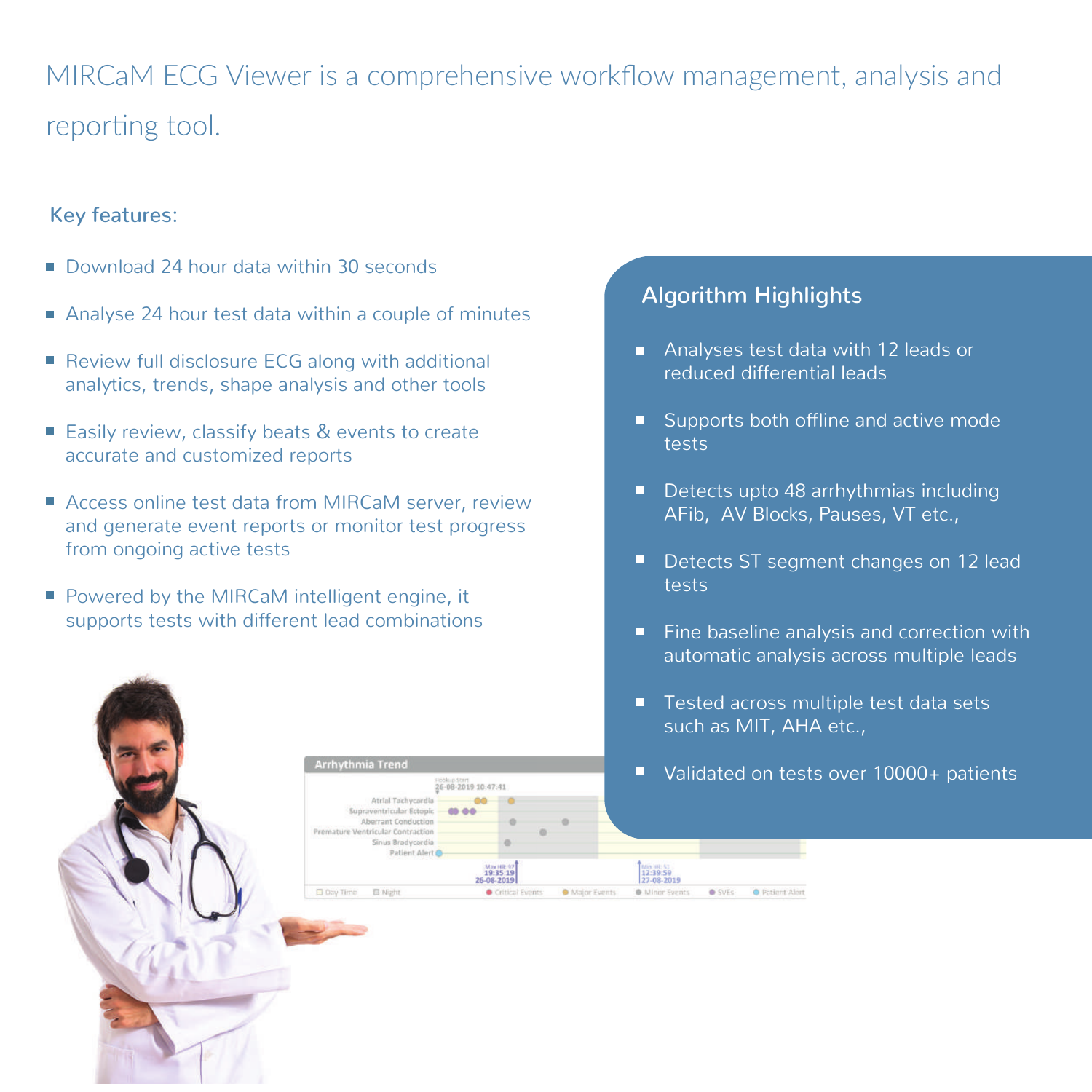MIRCaM ECG Viewer is a comprehensive workflow management, analysis and reporting tool.

## Key features:

- Download 24 hour data within 30 seconds
- Analyse 24 hour test data within a couple of minutes
- Review full disclosure ECG along with additional analytics, trends, shape analysis and other tools
- Easily review, classify beats & events to create accurate and customized reports
- Access online test data from MIRCaM server, review and generate event reports or monitor test progress from ongoing active tests
- Powered by the MIRCaM intelligent engine, it supports tests with different lead combinations

## Algorithm Highlights

- Analyses test data with 12 leads or reduced differential leads
- Supports both offline and active mode tests
- Detects upto 48 arrhythmias including AFib, AV Blocks, Pauses, VT etc.,
- Detects ST segment changes on 12 lead tests
- Fine baseline analysis and correction with automatic analysis across multiple leads
- Tested across multiple test data sets such as MIT, AHA etc.,
- Validated on tests over 10000+ patients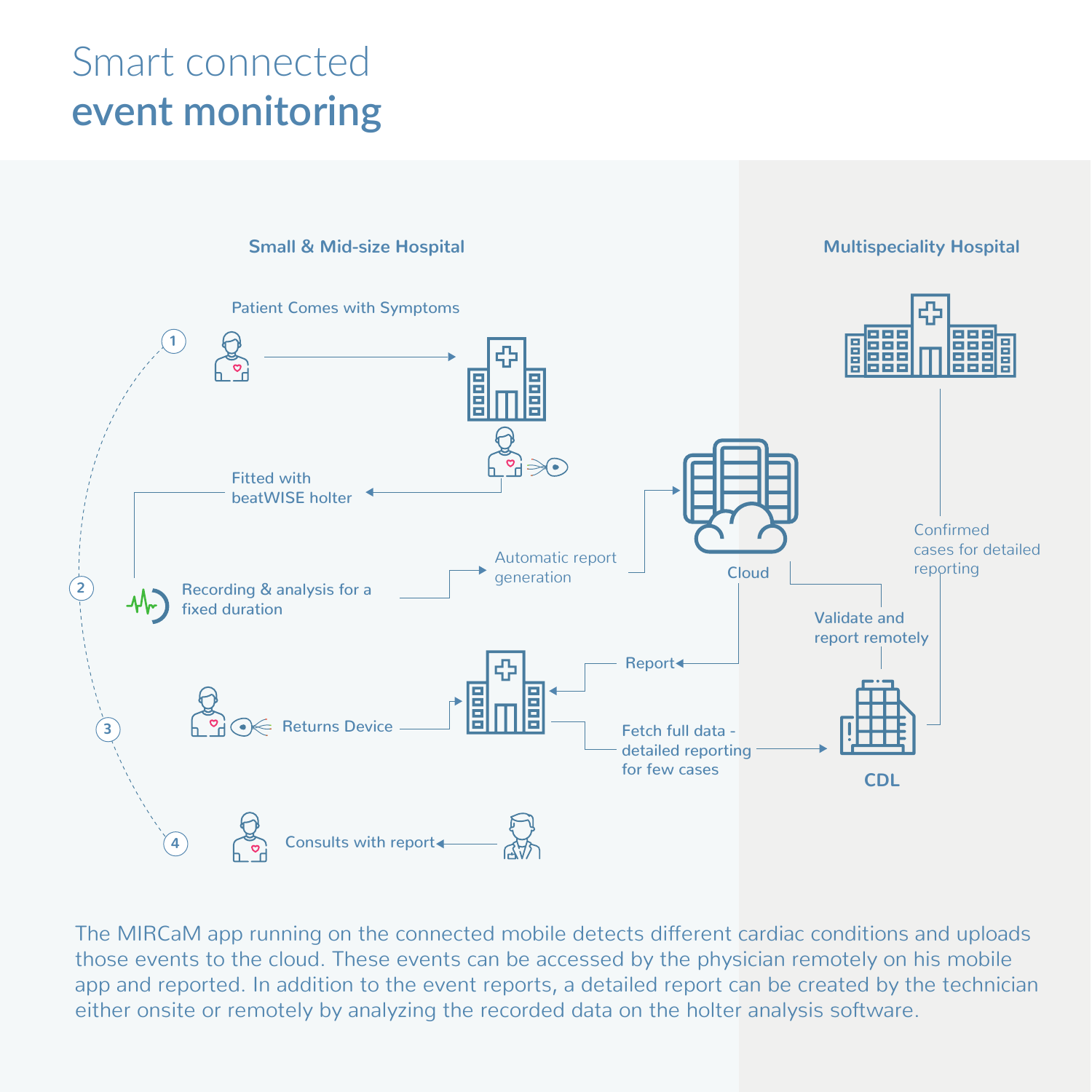# Smart connected
# **event monitoring**

**Small & Mid-size Hospital**

**Multispeciality Hospital**

1. Patient Comes with Symptoms
2. Fitted with beatWISE holter

   Recording & analysis for a fixed duration

   Automatic report generation

   Cloud

   Confirmed cases for detailed reporting

   Validate and report remotely

   Report
3. Returns Device

   Fetch full data - detailed reporting for few cases

   CDL
4. Consults with report

The MIRCaM app running on the connected mobile detects different cardiac conditions and uploads those events to the cloud. These events can be accessed by the physician remotely on his mobile app and reported. In addition to the event reports, a detailed report can be created by the technician either onsite or remotely by analyzing the recorded data on the holter analysis software.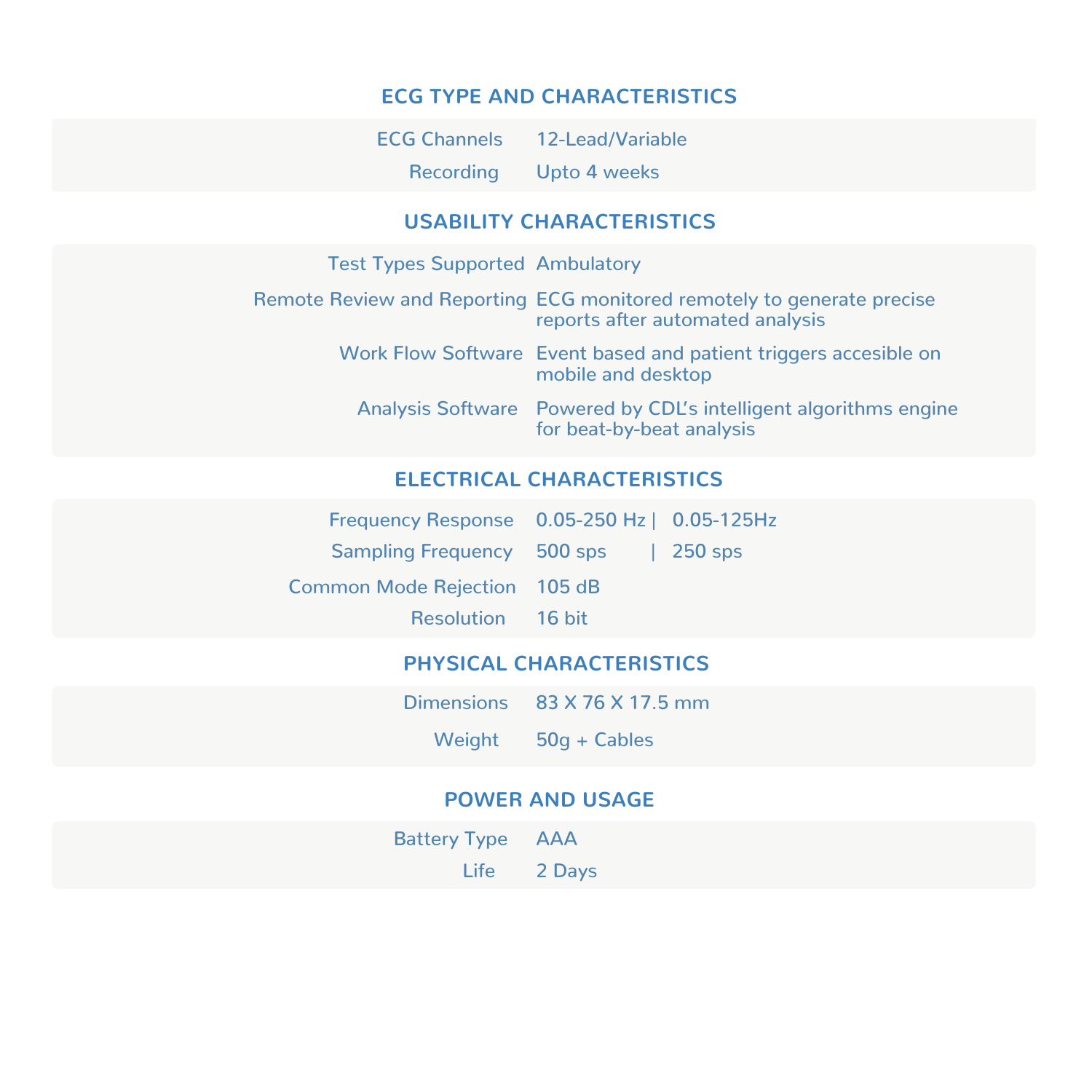## ECG TYPE AND CHARACTERISTICS

| | |
|---|---|
| ECG Channels | 12-Lead/Variable |
| Recording | Upto 4 weeks |

## USABILITY CHARACTERISTICS

| | |
|---|---|
| Test Types Supported | Ambulatory |
| Remote Review and Reporting | ECG monitored remotely to generate precise reports after automated analysis |
| Work Flow Software | Event based and patient triggers accesible on mobile and desktop |
| Analysis Software | Powered by CDL's intelligent algorithms engine for beat-by-beat analysis |

## ELECTRICAL CHARACTERISTICS

| | |
|---|---|
| Frequency Response | 0.05-250 Hz \| 0.05-125Hz |
| Sampling Frequency | 500 sps \| 250 sps |
| Common Mode Rejection | 105 dB |
| Resolution | 16 bit |

## PHYSICAL CHARACTERISTICS

| | |
|---|---|
| Dimensions | 83 X 76 X 17.5 mm |
| Weight | 50g + Cables |

## POWER AND USAGE

| | |
|---|---|
| Battery Type | AAA |
| Life | 2 Days |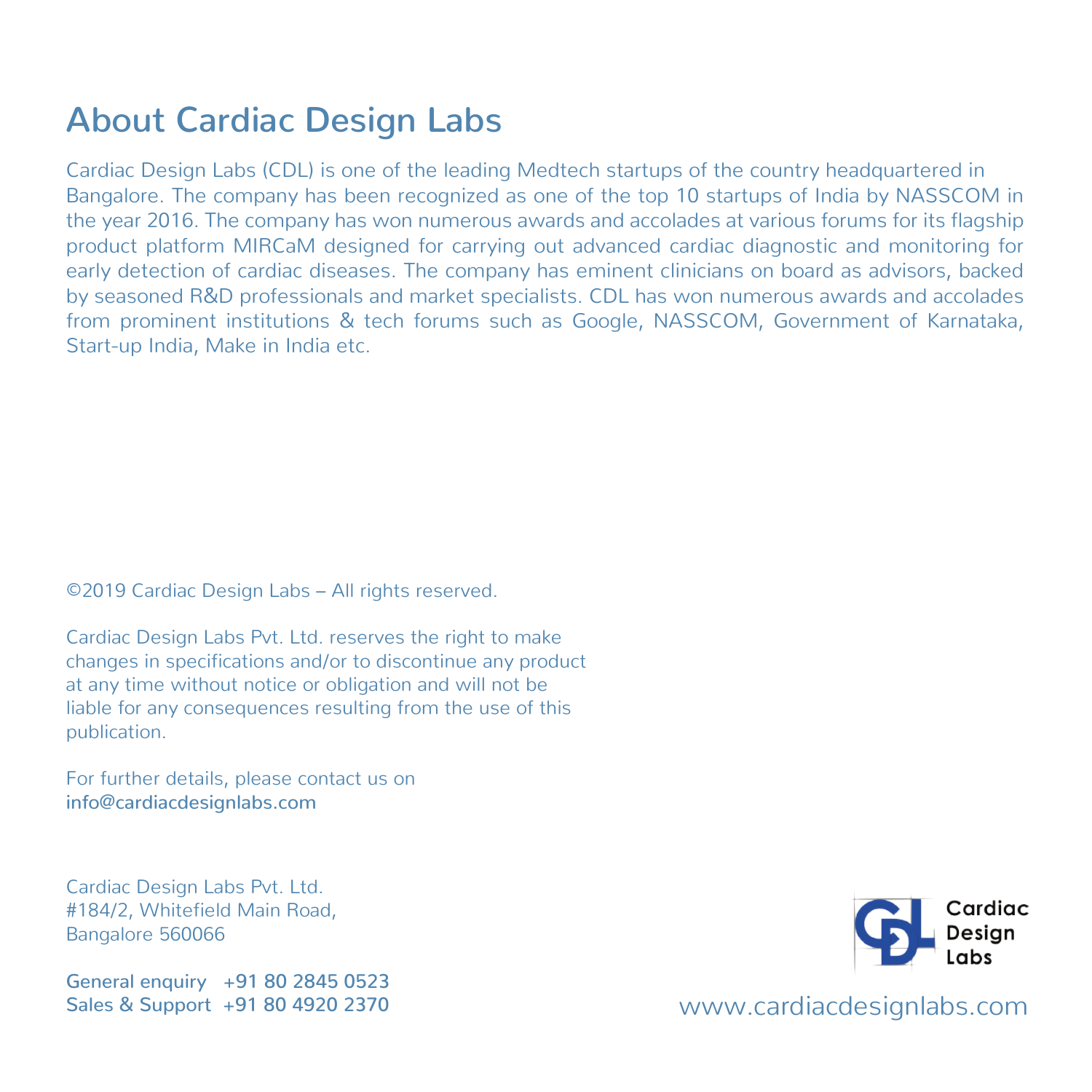# About Cardiac Design Labs

Cardiac Design Labs (CDL) is one of the leading Medtech startups of the country headquartered in Bangalore. The company has been recognized as one of the top 10 startups of India by NASSCOM in the year 2016. The company has won numerous awards and accolades at various forums for its flagship product platform MIRCaM designed for carrying out advanced cardiac diagnostic and monitoring for early detection of cardiac diseases. The company has eminent clinicians on board as advisors, backed by seasoned R&D professionals and market specialists. CDL has won numerous awards and accolades from prominent institutions & tech forums such as Google, NASSCOM, Government of Karnataka, Start-up India, Make in India etc.

©2019 Cardiac Design Labs – All rights reserved.

Cardiac Design Labs Pvt. Ltd. reserves the right to make changes in specifications and/or to discontinue any product at any time without notice or obligation and will not be liable for any consequences resulting from the use of this publication.

For further details, please contact us on
**info@cardiacdesignlabs.com**

Cardiac Design Labs Pvt. Ltd.
#184/2, Whitefield Main Road,
Bangalore 560066

**General enquiry** +91 80 2845 0523
**Sales & Support** +91 80 4920 2370

Cardiac Design Labs

www.cardiacdesignlabs.com